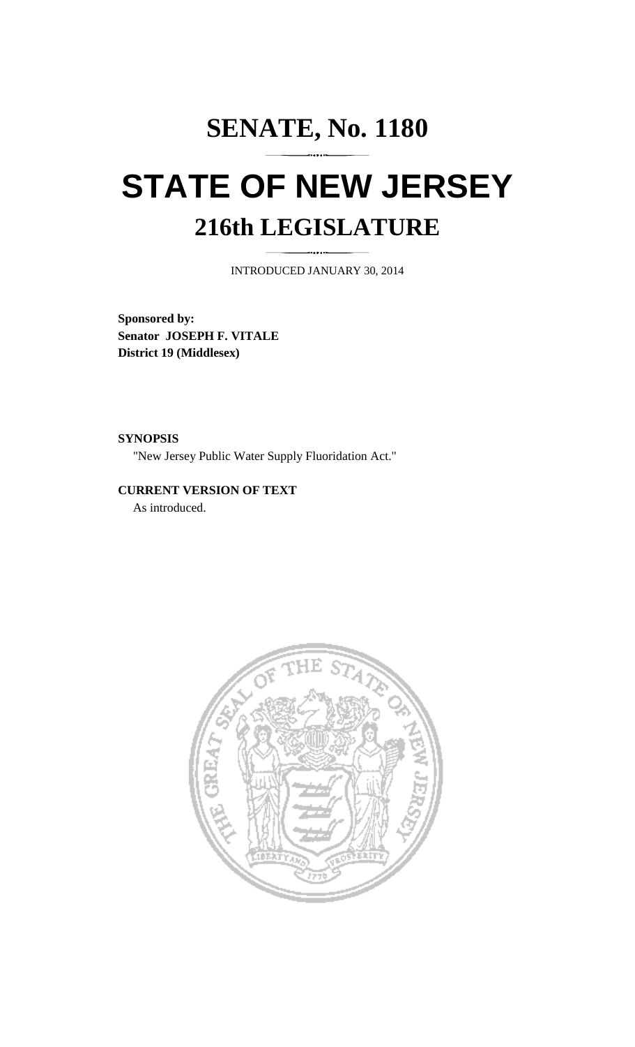# SENATE, No. 1180

# STATE OF NEW JERSEY

## 216th LEGISLATURE

INTRODUCED JANUARY 30, 2014

**Sponsored by:**
**Senator JOSEPH F. VITALE**
**District 19 (Middlesex)**

**SYNOPSIS**

"New Jersey Public Water Supply Fluoridation Act."

**CURRENT VERSION OF TEXT**

As introduced.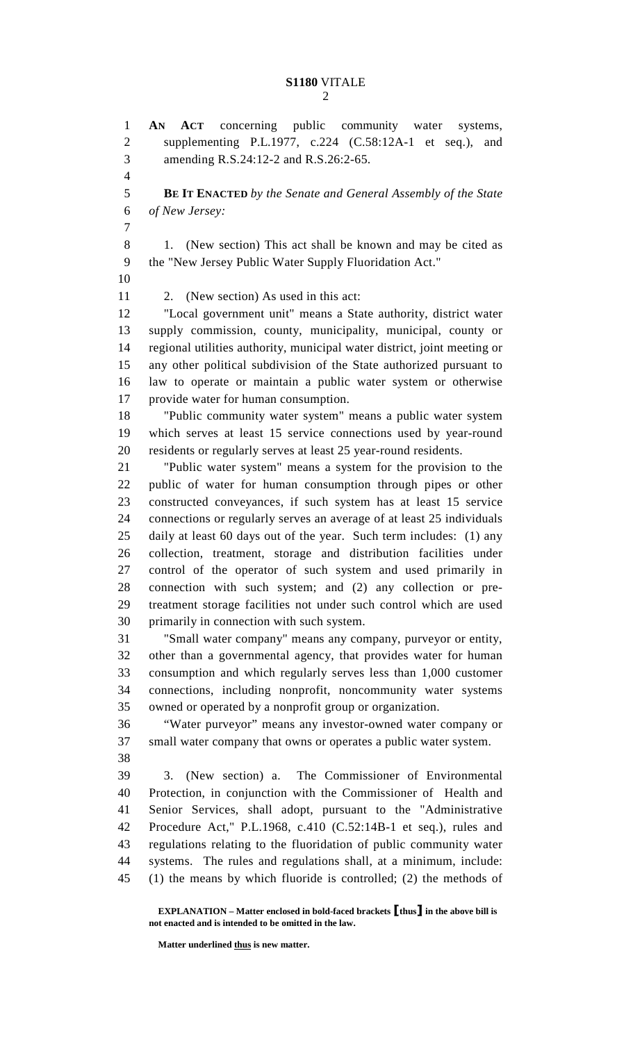**AN ACT** concerning public community water systems, supplementing P.L.1977, c.224 (C.58:12A-1 et seq.), and amending R.S.24:12-2 and R.S.26:2-65.

**BE IT ENACTED** *by the Senate and General Assembly of the State of New Jersey:*

1. (New section) This act shall be known and may be cited as the "New Jersey Public Water Supply Fluoridation Act."

2. (New section) As used in this act:

"Local government unit" means a State authority, district water supply commission, county, municipality, municipal, county or regional utilities authority, municipal water district, joint meeting or any other political subdivision of the State authorized pursuant to law to operate or maintain a public water system or otherwise provide water for human consumption.

"Public community water system" means a public water system which serves at least 15 service connections used by year-round residents or regularly serves at least 25 year-round residents.

"Public water system" means a system for the provision to the public of water for human consumption through pipes or other constructed conveyances, if such system has at least 15 service connections or regularly serves an average of at least 25 individuals daily at least 60 days out of the year. Such term includes: (1) any collection, treatment, storage and distribution facilities under control of the operator of such system and used primarily in connection with such system; and (2) any collection or pre-treatment storage facilities not under such control which are used primarily in connection with such system.

"Small water company" means any company, purveyor or entity, other than a governmental agency, that provides water for human consumption and which regularly serves less than 1,000 customer connections, including nonprofit, noncommunity water systems owned or operated by a nonprofit group or organization.

"Water purveyor" means any investor-owned water company or small water company that owns or operates a public water system.

3. (New section) a. The Commissioner of Environmental Protection, in conjunction with the Commissioner of Health and Senior Services, shall adopt, pursuant to the "Administrative Procedure Act," P.L.1968, c.410 (C.52:14B-1 et seq.), rules and regulations relating to the fluoridation of public community water systems. The rules and regulations shall, at a minimum, include: (1) the means by which fluoride is controlled; (2) the methods of

**EXPLANATION – Matter enclosed in bold-faced brackets [thus] in the above bill is not enacted and is intended to be omitted in the law.**

**Matter underlined thus is new matter.**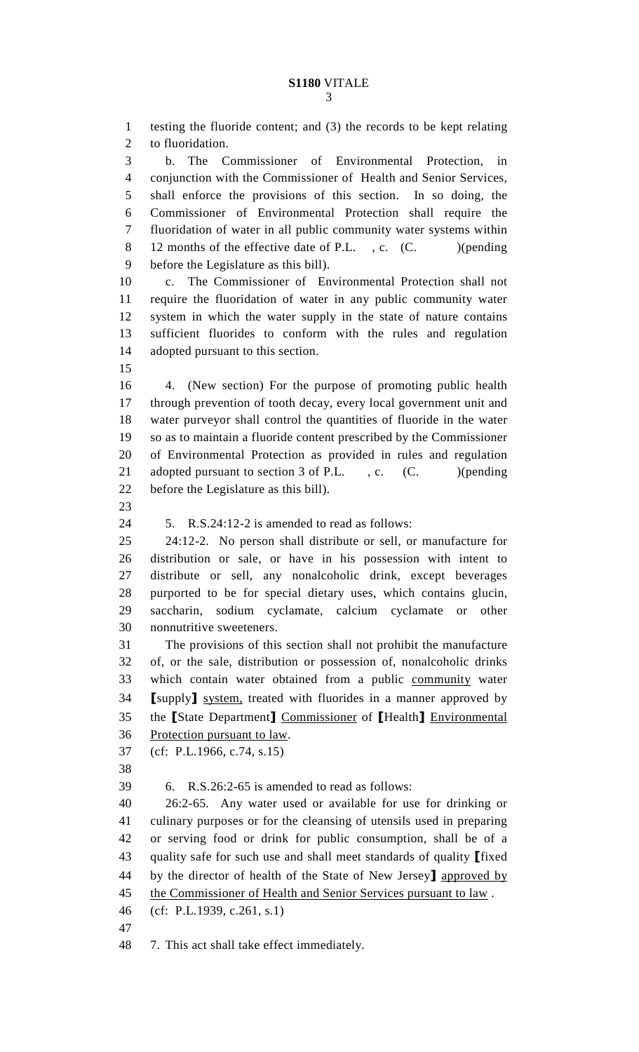testing the fluoride content; and (3) the records to be kept relating to fluoridation.

b. The Commissioner of Environmental Protection, in conjunction with the Commissioner of Health and Senior Services, shall enforce the provisions of this section. In so doing, the Commissioner of Environmental Protection shall require the fluoridation of water in all public community water systems within 12 months of the effective date of P.L. , c. (C. )(pending before the Legislature as this bill).

c. The Commissioner of Environmental Protection shall not require the fluoridation of water in any public community water system in which the water supply in the state of nature contains sufficient fluorides to conform with the rules and regulation adopted pursuant to this section.

4. (New section) For the purpose of promoting public health through prevention of tooth decay, every local government unit and water purveyor shall control the quantities of fluoride in the water so as to maintain a fluoride content prescribed by the Commissioner of Environmental Protection as provided in rules and regulation adopted pursuant to section 3 of P.L. , c. (C. )(pending before the Legislature as this bill).

5. R.S.24:12-2 is amended to read as follows:

24:12-2. No person shall distribute or sell, or manufacture for distribution or sale, or have in his possession with intent to distribute or sell, any nonalcoholic drink, except beverages purported to be for special dietary uses, which contains glucin, saccharin, sodium cyclamate, calcium cyclamate or other nonnutritive sweeteners.

The provisions of this section shall not prohibit the manufacture of, or the sale, distribution or possession of, nonalcoholic drinks which contain water obtained from a public <u>community</u> water [supply] <u>system,</u> treated with fluorides in a manner approved by the [State Department] <u>Commissioner</u> of [Health] <u>Environmental Protection pursuant to law</u>.

(cf: P.L.1966, c.74, s.15)

6. R.S.26:2-65 is amended to read as follows:

26:2-65. Any water used or available for use for drinking or culinary purposes or for the cleansing of utensils used in preparing or serving food or drink for public consumption, shall be of a quality safe for such use and shall meet standards of quality [fixed by the director of health of the State of New Jersey] <u>approved by the Commissioner of Health and Senior Services pursuant to law</u> .

(cf: P.L.1939, c.261, s.1)

7. This act shall take effect immediately.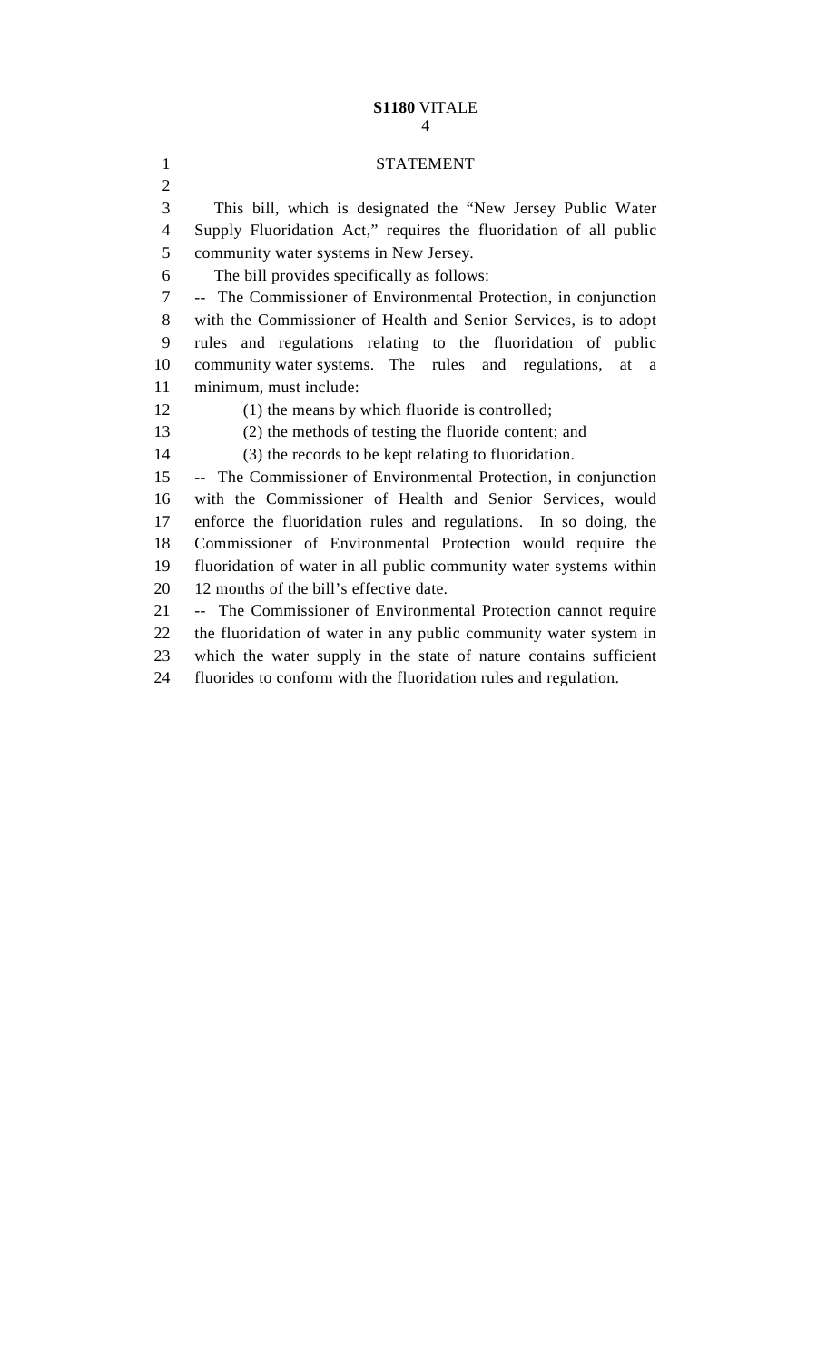## STATEMENT

This bill, which is designated the "New Jersey Public Water Supply Fluoridation Act," requires the fluoridation of all public community water systems in New Jersey.

The bill provides specifically as follows:

-- The Commissioner of Environmental Protection, in conjunction with the Commissioner of Health and Senior Services, is to adopt rules and regulations relating to the fluoridation of public community water systems. The rules and regulations, at a minimum, must include:

(1) the means by which fluoride is controlled;

(2) the methods of testing the fluoride content; and

(3) the records to be kept relating to fluoridation.

-- The Commissioner of Environmental Protection, in conjunction with the Commissioner of Health and Senior Services, would enforce the fluoridation rules and regulations. In so doing, the Commissioner of Environmental Protection would require the fluoridation of water in all public community water systems within 12 months of the bill's effective date.

-- The Commissioner of Environmental Protection cannot require the fluoridation of water in any public community water system in which the water supply in the state of nature contains sufficient fluorides to conform with the fluoridation rules and regulation.